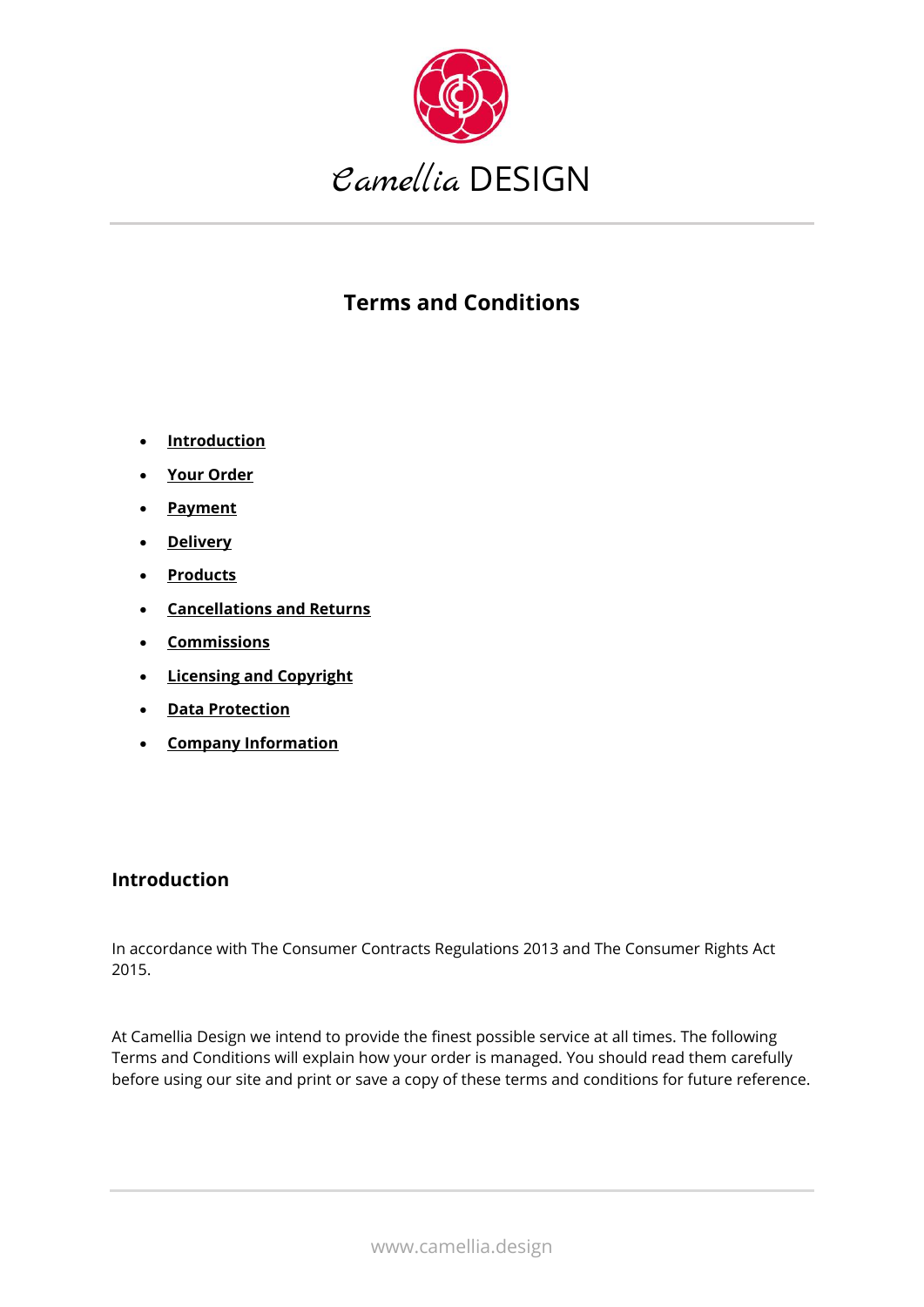Camellia DESIGN

# Terms and Conditions

- **Introduction**
- **Your Order**
- **Payment**
- **Delivery**
- **Products**
- **Cancellations and Returns**
- **Commissions**
- **Licensing and Copyright**
- **Data Protection**
- **Company Information**

## Introduction

In accordance with The Consumer Contracts Regulations 2013 and The Consumer Rights Act 2015.

At Camellia Design we intend to provide the finest possible service at all times. The following Terms and Conditions will explain how your order is managed. You should read them carefully before using our site and print or save a copy of these terms and conditions for future reference.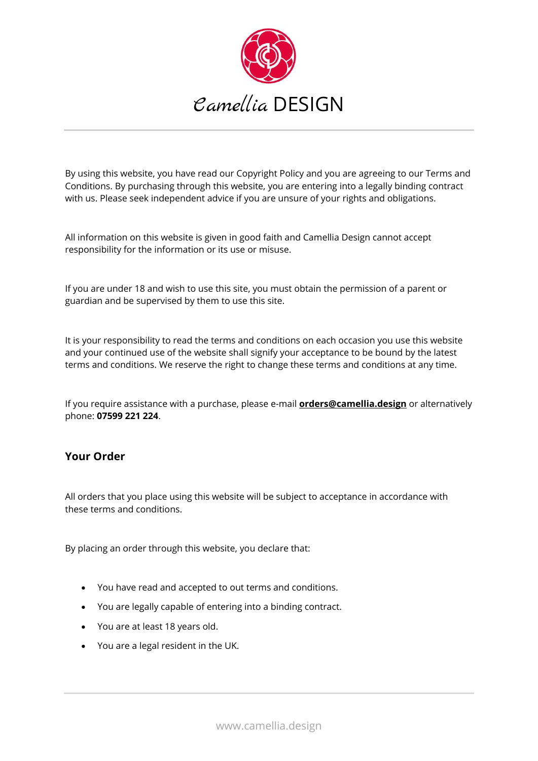By using this website, you have read our Copyright Policy and you are agreeing to our Terms and Conditions. By purchasing through this website, you are entering into a legally binding contract with us. Please seek independent advice if you are unsure of your rights and obligations.

All information on this website is given in good faith and Camellia Design cannot accept responsibility for the information or its use or misuse.

If you are under 18 and wish to use this site, you must obtain the permission of a parent or guardian and be supervised by them to use this site.

It is your responsibility to read the terms and conditions on each occasion you use this website and your continued use of the website shall signify your acceptance to be bound by the latest terms and conditions. We reserve the right to change these terms and conditions at any time.

If you require assistance with a purchase, please e-mail **orders@camellia.design** or alternatively phone: **07599 221 224**.

## Your Order

All orders that you place using this website will be subject to acceptance in accordance with these terms and conditions.

By placing an order through this website, you declare that:

- You have read and accepted to out terms and conditions.
- You are legally capable of entering into a binding contract.
- You are at least 18 years old.
- You are a legal resident in the UK.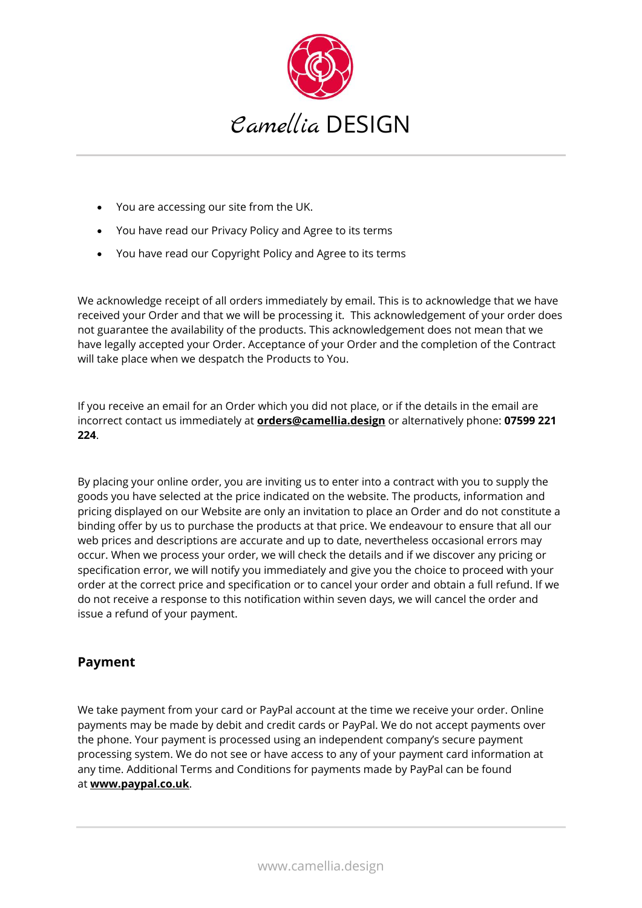- You are accessing our site from the UK.
- You have read our Privacy Policy and Agree to its terms
- You have read our Copyright Policy and Agree to its terms

We acknowledge receipt of all orders immediately by email. This is to acknowledge that we have received your Order and that we will be processing it. This acknowledgement of your order does not guarantee the availability of the products. This acknowledgement does not mean that we have legally accepted your Order. Acceptance of your Order and the completion of the Contract will take place when we despatch the Products to You.

If you receive an email for an Order which you did not place, or if the details in the email are incorrect contact us immediately at **orders@camellia.design** or alternatively phone: **07599 221 224**.

By placing your online order, you are inviting us to enter into a contract with you to supply the goods you have selected at the price indicated on the website. The products, information and pricing displayed on our Website are only an invitation to place an Order and do not constitute a binding offer by us to purchase the products at that price. We endeavour to ensure that all our web prices and descriptions are accurate and up to date, nevertheless occasional errors may occur. When we process your order, we will check the details and if we discover any pricing or specification error, we will notify you immediately and give you the choice to proceed with your order at the correct price and specification or to cancel your order and obtain a full refund. If we do not receive a response to this notification within seven days, we will cancel the order and issue a refund of your payment.

## Payment

We take payment from your card or PayPal account at the time we receive your order. Online payments may be made by debit and credit cards or PayPal. We do not accept payments over the phone. Your payment is processed using an independent company's secure payment processing system. We do not see or have access to any of your payment card information at any time. Additional Terms and Conditions for payments made by PayPal can be found at **www.paypal.co.uk**.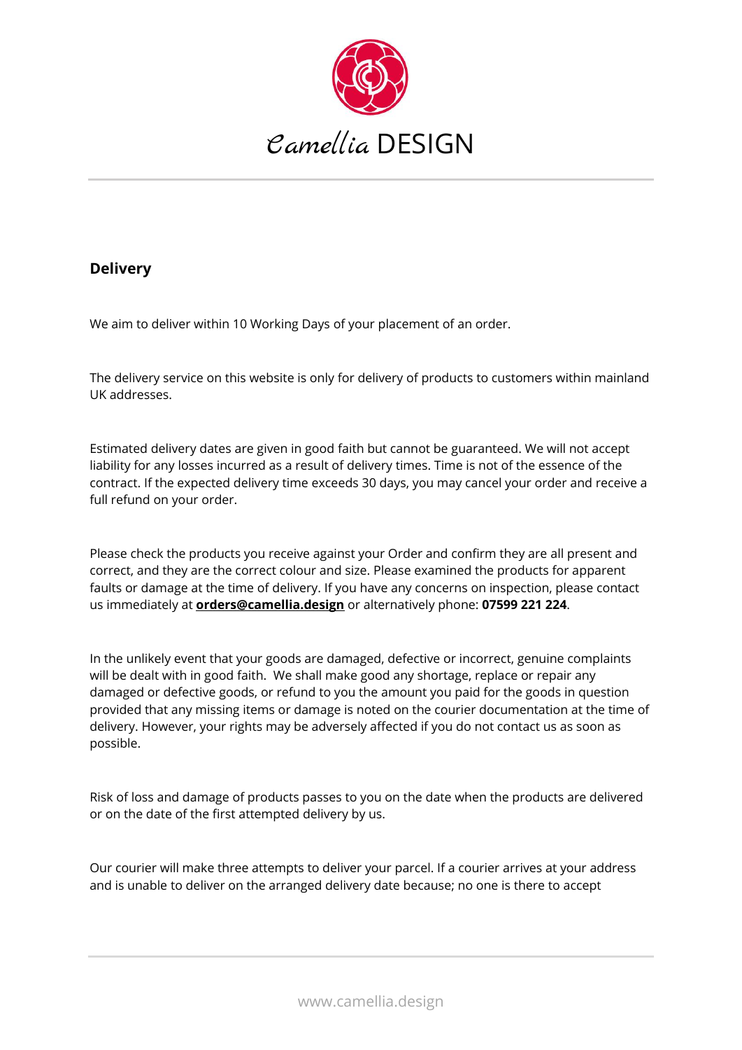## Delivery

We aim to deliver within 10 Working Days of your placement of an order.

The delivery service on this website is only for delivery of products to customers within mainland UK addresses.

Estimated delivery dates are given in good faith but cannot be guaranteed. We will not accept liability for any losses incurred as a result of delivery times. Time is not of the essence of the contract. If the expected delivery time exceeds 30 days, you may cancel your order and receive a full refund on your order.

Please check the products you receive against your Order and confirm they are all present and correct, and they are the correct colour and size. Please examined the products for apparent faults or damage at the time of delivery. If you have any concerns on inspection, please contact us immediately at **orders@camellia.design** or alternatively phone: **07599 221 224**.

In the unlikely event that your goods are damaged, defective or incorrect, genuine complaints will be dealt with in good faith. We shall make good any shortage, replace or repair any damaged or defective goods, or refund to you the amount you paid for the goods in question provided that any missing items or damage is noted on the courier documentation at the time of delivery. However, your rights may be adversely affected if you do not contact us as soon as possible.

Risk of loss and damage of products passes to you on the date when the products are delivered or on the date of the first attempted delivery by us.

Our courier will make three attempts to deliver your parcel. If a courier arrives at your address and is unable to deliver on the arranged delivery date because; no one is there to accept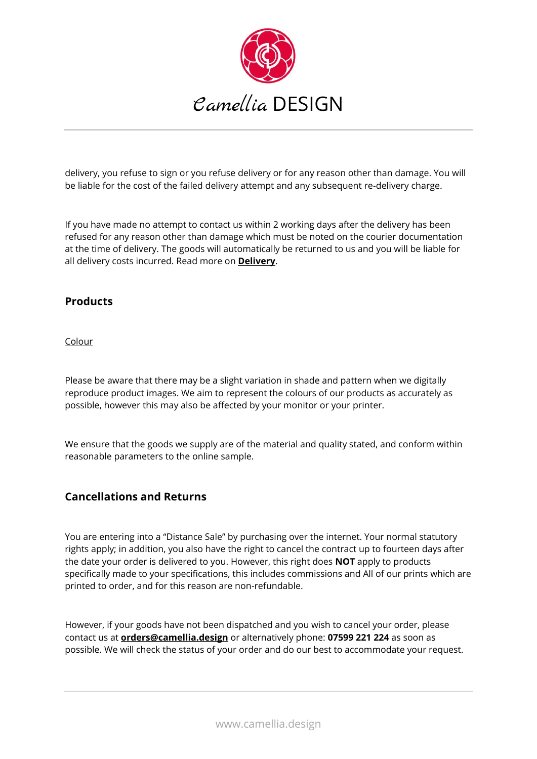delivery, you refuse to sign or you refuse delivery or for any reason other than damage. You will be liable for the cost of the failed delivery attempt and any subsequent re-delivery charge.

If you have made no attempt to contact us within 2 working days after the delivery has been refused for any reason other than damage which must be noted on the courier documentation at the time of delivery. The goods will automatically be returned to us and you will be liable for all delivery costs incurred. Read more on **Delivery**.

## Products

Colour

Please be aware that there may be a slight variation in shade and pattern when we digitally reproduce product images. We aim to represent the colours of our products as accurately as possible, however this may also be affected by your monitor or your printer.

We ensure that the goods we supply are of the material and quality stated, and conform within reasonable parameters to the online sample.

## Cancellations and Returns

You are entering into a "Distance Sale" by purchasing over the internet. Your normal statutory rights apply; in addition, you also have the right to cancel the contract up to fourteen days after the date your order is delivered to you. However, this right does **NOT** apply to products specifically made to your specifications, this includes commissions and All of our prints which are printed to order, and for this reason are non-refundable.

However, if your goods have not been dispatched and you wish to cancel your order, please contact us at **orders@camellia.design** or alternatively phone: **07599 221 224** as soon as possible. We will check the status of your order and do our best to accommodate your request.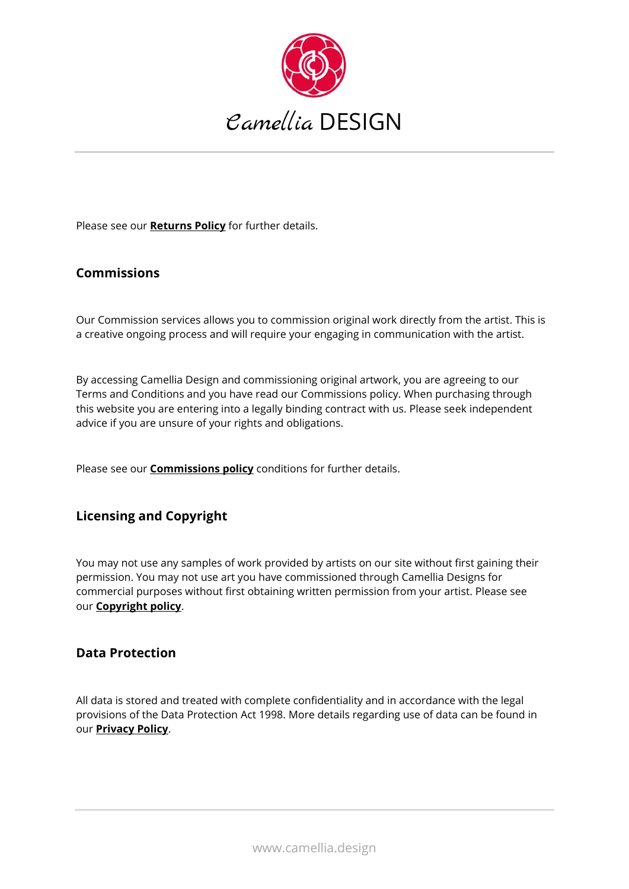Please see our **Returns Policy** for further details.

## Commissions

Our Commission services allows you to commission original work directly from the artist. This is a creative ongoing process and will require your engaging in communication with the artist.

By accessing Camellia Design and commissioning original artwork, you are agreeing to our Terms and Conditions and you have read our Commissions policy. When purchasing through this website you are entering into a legally binding contract with us. Please seek independent advice if you are unsure of your rights and obligations.

Please see our **Commissions policy** conditions for further details.

## Licensing and Copyright

You may not use any samples of work provided by artists on our site without first gaining their permission. You may not use art you have commissioned through Camellia Designs for commercial purposes without first obtaining written permission from your artist. Please see our **Copyright policy**.

## Data Protection

All data is stored and treated with complete confidentiality and in accordance with the legal provisions of the Data Protection Act 1998. More details regarding use of data can be found in our **Privacy Policy**.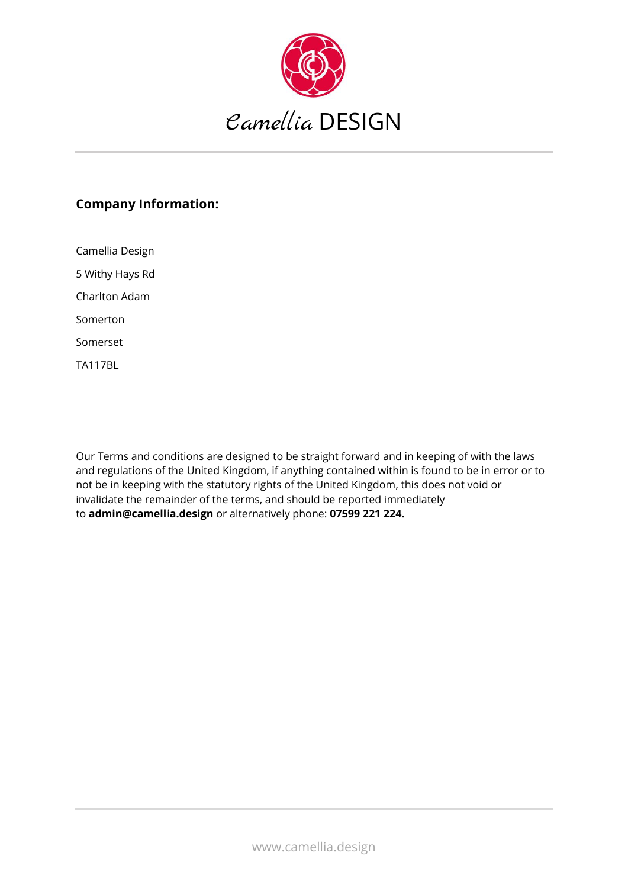*Camellia* DESIGN

**Company Information:**

Camellia Design

5 Withy Hays Rd

Charlton Adam

Somerton

Somerset

TA117BL

Our Terms and conditions are designed to be straight forward and in keeping of with the laws and regulations of the United Kingdom, if anything contained within is found to be in error or to not be in keeping with the statutory rights of the United Kingdom, this does not void or invalidate the remainder of the terms, and should be reported immediately to **admin@camellia.design** or alternatively phone: **07599 221 224.**

www.camellia.design